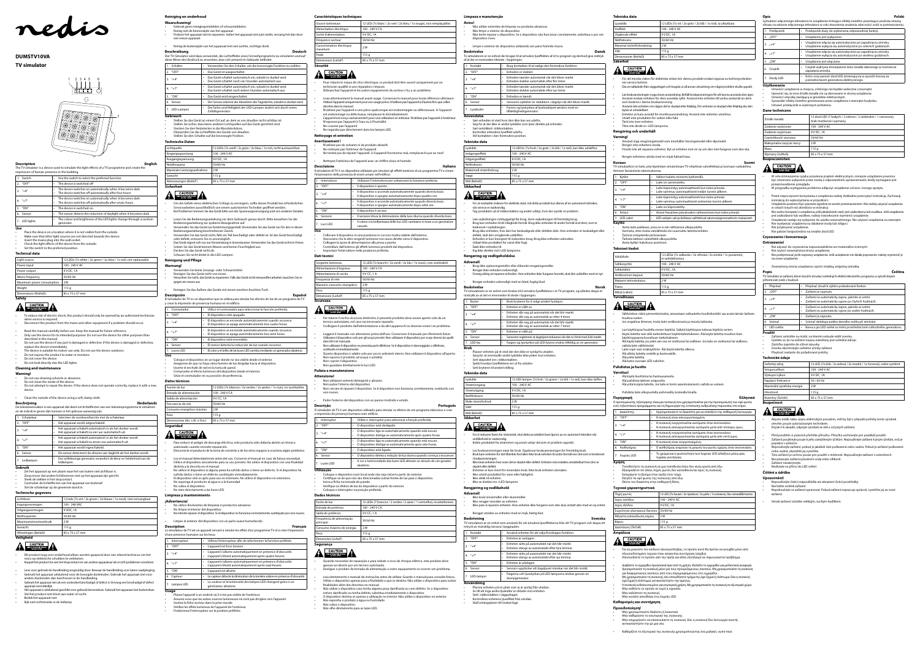# DUMSTV10VA

## TV simulator

1 2 3 4 5 6

7

## Description — English

The TV simulator is a device used to simulate the light effects of a TV programme and create the impression of human presence in the building.

| | |
|---|---|
| 1. Switch | Use the switch to select the preferred function. |
| 2. "OFF" | The device is switched off. |
| 3. "+4" | The device switches on automatically when it becomes dark. The device switches off automatically after four hours. |
| 4. "+7" | The device switches on automatically when it becomes dark. The device switches off automatically after seven hours. |
| 5. "ON" | The device is switched on. |
| 6. Sensor | The sensor detects the reduction of daylight when it becomes dark. |
| 7. LED lights | The colour and brightness of the LED lights change through a random generator. |

### Use

- Place the device on a location where it is not visible from the outside.
- Make sure that other light sources are not directed towards the device.
- Insert the mains plug into the wall socket.
- Check the light effects of the device from the outside.
- Set the switch to the preferred position.

### Technical data

| | |
|---|---|
| Light source | 12 LEDs (7x white / 2x green / 2x blue / 1x red), not replaceable |
| Power input | 100 - 240 V AC |
| Power output | 9 V DC, 1A |
| Mains frequency | 50/60 Hz |
| Maximum power consumption | 2 W |
| Weight | 115 g |
| Dimensions (WxHxD) | 85 x 75 x 57 mm |

### Safety

CAUTION RISK OF ELECTRIC SHOCK DO NOT OPEN

- To reduce risk of electric shock, this product should only be opened by an authorized technician when service is required.
- Disconnect the product from the mains and other equipment if a problem should occur.
- Read the manual carefully before use. Keep the manual for future reference.
- Only use the device for its intended purposes. Do not use the device for other purposes than described in the manual.
- Do not use the device if any part is damaged or defective. If the device is damaged or defective, replace the device immediately.
- The device is suitable for indoor use only. Do not use the device outdoors.
- Do not expose the product to water or moisture.
- Do not cover the device.
- Do not look directly into the LED lights.

### Cleaning and maintenance

**Warning!**

- Do not use cleaning solvents or abrasives.
- Do not clean the inside of the device.
- Do not attempt to repair the device. If the device does not operate correctly, replace it with a new device.
- Clean the outside of the device using a soft, damp cloth.

## Beschrijving — Nederlands

De televisiesimulator is een apparaat dat dient om lichteffecten van een televisieprogramma te simuleren en de indruk te geven dat mensen in het gebouw aanwezig zijn.

| | |
|---|---|
| 1. Schakelaar | Selecteer de voorkeursfunctie met de schakelaar. |
| 2. "OFF" | Het apparaat wordt uitgeschakeld. |
| 3. "+4" | Het apparaat schakelt automatisch in als het donker wordt. Het apparaat schakelt na vier uur automatisch uit. |
| 4. "+7" | Het apparaat schakelt automatisch in als het donker wordt. Het apparaat schakelt na zeven uur automatisch uit. |
| 5. "ON" | Het apparaat wordt ingeschakeld. |
| 6. Sensor | De sensor detecteert de afname van daglicht als het donker wordt. |
| 7. Ledlampen | Een willekeurige generator verandert de kleur en helderheid van de ledlampen. |

### Gebruik

- Zet het apparaat op een plaats waar het van buiten niet zichtbaar is.
- Zorg ervoor dat andere lichtbronnen niet op het apparaat zijn gericht.
- Steek de stekker in het stopcontact.
- Controleer de lichteffecten van het apparaat van buitenaf.
- Stel de schakelaar op de gewenste stand in.

### Technische gegevens

| | |
|---|---|
| Lichtbron | 12 leds (7x wit / 2x groen / 2x blauw / 1x rood), niet vervangbaar |
| Ingangsvermogen | 100 - 240 VAC |
| Uitgangsvermogen | 9 VDC, 1A |
| Netfrequentie | 50/60 Hz |
| Maximum stroomverbruik | 2 W |
| Gewicht | 115 g |
| Afmetingen (BxHxD) | 85 x 75 x 57 mm |

### Veiligheid

- Dit product mag voor onderhoud alleen worden geopend door een erkend technicus om het risico op elektrische schokken te verkleinen.
- Koppel het product los van het stopcontact en van andere apparatuur als er zich problemen voordoen.
- Lees voor gebruik de handleiding zorgvuldig door. Bewaar de handleiding voor latere raadpleging.
- Gebruik het apparaat uitsluitend voor de beoogde doeleinden. Gebruik het apparaat niet voor andere doeleinden dan beschreven in de handleiding.
- Gebruik het apparaat niet als een onderdeel beschadigd of defect is. Vervang een beschadigd of defect apparaat onmiddellijk.
- Het apparaat is uitsluitend geschikt voor gebruik binnenshuis. Gebruik het apparaat niet buitenshuis.
- Stel het product niet bloot aan water of vocht.
- Bedek het apparaat niet.
- Kijk niet rechtstreeks in de ledlamp.

### Reiniging en onderhoud

**Waarschuwing!**

- Gebruik geen reinigingsmiddelen of schuurmiddelen.
- Reinig niet de binnenzijde van het apparaat.
- Probeer het apparaat niet te repareren. Indien het apparaat niet juist werkt, vervang het dan door een nieuw apparaat.
- Reinig de buitenzijde van het apparaat met een zachte, vochtige doek.

## Beschreibung — Deutsch

Der TV-Simulator wird dazu verwendet, die Lichteffekte eines Fernsehprogramms zu simulieren und auf diese Weise den Eindruck zu erwecken, dass sich jemand im Gebäude befindet.

| | |
|---|---|
| 1. Schalter | Verwenden Sie den Schalter, um die bevorzugte Funktion zu wählen. |
| 2. "OFF" | Das Gerät ist ausgeschaltet. |
| 3. "+4" | Das Gerät schaltet automatisch ein, sobald es dunkel wird. Das Gerät schaltet nach vier Stunden automatisch aus. |
| 4. "+7" | Das Gerät schaltet automatisch ein, sobald es dunkel wird. Das Gerät schaltet nach sieben Stunden automatisch aus. |
| 5. "ON" | Das Gerät wird eingeschaltet. |
| 6. Sensor | Der Sensor erkennt die Abnahme des Tageslichts, sobald es dunkel wird. |
| 7. LED-Lampen | Die Farbe und Helligkeit der LED-Lampen ändert sich durch einen Zufallsgenerator. |

### Gebrauch

- Stellen Sie das Gerät an einem Ort auf, an dem es von draußen nicht sichtbar ist.
- Stellen Sie sicher, dass keine anderen Lichtquellen auf das Gerät gerichtet sind.
- Stecken Sie den Netzstecker in die Wandsteckdose.
- Überprüfen Sie die Lichteffekte des Geräts von draußen.
- Stellen Sie den Schalter auf die bevorzugte Position.

### Technische Daten

| | |
|---|---|
| Lichtquelle | 12 LEDs (7x weiß / 2x grün / 2x blau / 1x rot), nicht austauschbar |
| Eingangsspannung | 100 - 240 V AC |
| Ausgangsspannung | 9 V DC, 1A |
| Netzfrequenz | 50/60 Hz |
| Maximale Leistungsaufnahme | 2 W |
| Gewicht | 115 g |
| Abmessungen (BxHxT) | 85 x 75 x 57 mm |

### Sicherheit

- Um die Gefahr eines elektrischen Schlags zu verringern, sollte dieses Produkt bei erforderlichen Servicearbeiten ausschließlich von einem autorisierten Techniker geöffnet werden.
- Bei Problemen trennen Sie das Gerät bitte von der Spannungsversorgung und von anderen Geräten.
- Lesen Sie die Bedienungsanleitung vor dem Gebrauch genau durch. Bitte bewahren Sie die Bedienungsanleitung zur späteren Bezugnahme auf.
- Verwenden Sie das Gerät nur bestimmungsgemäß. Verwenden Sie das Gerät nur für den in dieser Bedienungsanleitung beschriebenen Zweck.
- Verwenden Sie das Gerät nicht, falls ein Teil beschädigt oder defekt ist. Ist das Gerät beschädigt oder defekt, ersetzen Sie es unverzüglich.
- Das Gerät eignet sich nur zur Verwendung in Innenräumen. Verwenden Sie das Gerät nicht im Freien.
- Setzen Sie das Gerät keinem Wasser und keiner Feuchtigkeit aus.
- Decken Sie das Gerät nicht ab.
- Schauen Sie nicht direkt in die LED-Lampen.

### Reinigung und Pflege

**Warnung!**

- Verwenden Sie keine Lösungs- oder Scheuermittel.
- Reinigen Sie das Gerät nicht von innen.
- Versuchen Sie nicht, das Gerät zu reparieren. Falls das Gerät nicht einwandfrei arbeitet, tauschen Sie es gegen ein neues aus.
- Reinigen Sie die Außenseite des Geräts mit einem weichen feuchten Tuch.

## Descripción — Español

El simulador de TV es un dispositivo que se utiliza para simular los efectos de luz de un programa de TV y crear la impresión de presencia humana en el edificio.

| | |
|---|---|
| 1. Conmutador | Utilice el conmutador para seleccionar la función preferida. |
| 2. "OFF" | El dispositivo está apagado. |
| 3. "+4" | El dispositivo se enciende automáticamente cuando oscurece. El dispositivo se apaga automáticamente tras cuatro horas. |
| 4. "+7" | El dispositivo se enciende automáticamente cuando oscurece. El dispositivo se apaga automáticamente tras siete horas. |
| 5. "ON" | El dispositivo está encendido. |
| 6. Sensor | El sensor detecta la reducción de luz cuando oscurece. |
| 7. Luces LED | El color y el brillo de las luces LED cambia mediante un generador aleatorio. |

### Uso

- Coloque el dispositivo en un lugar donde no sea visible desde el exterior.
- Asegúrese de que no haya otras fuentes de luz dirigidas hacia el dispositivo.
- Inserte el enchufe de red en la toma de pared.
- Compruebe el efecto luminoso del dispositivo desde el exterior.
- Sitúe el conmutador en su posición de preferencia.

### Datos técnicos

| | |
|---|---|
| Fuente de luz | 12 LEDs (7x blancos / 2x verdes / 2x azules / 1x rojo), no sustituibles |
| Entrada de alimentación | 100 - 240 V CA |
| Salida de alimentación | 9 V CC, 1A |
| Frecuencia de red | 50/60 Hz |
| Consumo energético máximo | 2 W |
| Peso | 115 g |
| Dimensiones (An. x Al. x Fon.) | 85 x 75 x 57 mm |

### Seguridad

- Para reducir el peligro de descarga eléctrica, este producto sólo debería abrirlo un técnico autorizado cuando necesite reparación.
- Desconecte el producto de la toma de corriente y de los otros equipos si ocurriera algún problema.
- Lea el manual detenidamente antes del uso. Conserve el manual en caso de futura necesidad.
- Utilice el dispositivo únicamente para su uso previsto. No utilice el dispositivo con una finalidad distinta a la descrita en el manual.
- No utilice el dispositivo si alguna pieza ha sufrido daños o tiene un defecto. Si el dispositivo ha sufrido daños o tiene un defecto, sustitúyalo inmediatamente.
- El dispositivo sólo es apto para uso en interiores. No utilice el dispositivo en exteriores.
- No exponga el producto al agua ni a la humedad.
- No cubra el dispositivo.
- No mire directamente a las luces LED.

### Limpieza y mantenimiento

**¡Advertencia!**

- No utilice disolventes de limpieza ni productos abrasivos.
- No limpie el interior del dispositivo.
- No intente reparar el dispositivo. Si el dispositivo no funciona correctamente, sustitúyalo por uno nuevo.
- Limpie el exterior del dispositivo con un paño suave humedecido.

## Description — Français

Le simulateur de TV est un appareil servant à simuler les effets d'un programme TV et à créer l'impression d'une présence humaine sur les lieux.

| | |
|---|---|
| 1. Interrupteur | Utilisez l'interrupteur afin de sélectionner la fonction préférée. |
| 2. "OFF" | L'appareil est hors tension. |
| 3. "+4" | L'appareil s'allume automatiquement en présence d'obscurité. L'appareil s'éteint automatiquement après quatre heures. |
| 4. "+7" | L'appareil s'allume automatiquement en présence d'obscurité. L'appareil s'éteint automatiquement après sept heures. |
| 5. "ON" | L'appareil est allumé. |
| 6. Capteur | Le capteur détecte la diminution de la lumière solaire en présence d'obscurité. |
| 7. Lumières LED | La couleur et la luminosité des lumières LED changent grâce à un générateur aléatoire. |

### Usage

- Placez l'appareil à un endroit où il n'est pas visible de l'extérieur.
- Assurez-vous qu'aucune autre source lumineuse ne sont pas dirigées vers l'appareil.
- Insérez la fiche secteur dans la prise murale.
- Vérifiez les effets lumineux de l'appareil de l'extérieur.
- Positionnez l'interrupteur sur la position préférée.

### Caractéristiques techniques

| | |
|---|---|
| Source lumineuse | 12 LED (7x blanc / 2x vert / 2x bleu / 1x rouge), non remplaçables |
| Alimentation électrique | 100 - 240 V CA |
| Sortie d'alimentation | 9 V DC, 1A |
| Fréquence secteur | 50/60 Hz |
| Consommation électrique maximum | 2 W |
| Poids | 115 g |
| Dimensions (LxHxP) | 85 x 75 x 57 mm |

### Sécurité

- Pour réduire le risque de choc électrique, ce produit doit être ouvert uniquement par un technicien qualifié si une réparation s'impose.
- Débranchez l'appareil et les autres équipements du secteur s'il y a un problème.
- Lisez attentivement le manuel avant usage. Conservez le manuel pour toute référence ultérieure.
- Utilisez l'appareil uniquement pour son usage prévu. N'utilisez pas l'appareil à d'autres fins que celles décrites dans le manuel.
- N'utilisez pas l'appareil si une pièce quelconque est endommagée ou défectueuse. Si l'appareil est endommagé ou défectueux, remplacez-le immédiatement.
- L'appareil est conçu exclusivement pour une utilisation en intérieur. N'utilisez pas l'appareil à l'extérieur.
- N'exposez pas l'appareil à l'eau ou à l'humidité.
- Ne couvrez pas l'appareil.
- Ne regardez pas directement dans les lampes LED.

### Nettoyage et entretien

**Avertissement !**

- N'utilisez pas de solvants ni de produits abrasifs.
- Ne nettoyez pas l'intérieur de l'appareil.
- Ne tentez pas de réparer l'appareil. S'il ne fonctionne pas correctement, remplacez-le par un neuf.
- Nettoyez l'extérieur de l'appareil avec un chiffon doux et humide.

## Descrizione — Italiano

Il simulatore di TV è un dispositivo utilizzato per simulare gli effetti luminosi di un programma TV e creare l'impressione della presenza di esseri umani nell'edificio.

| | |
|---|---|
| 1. Interruttore | Utilizzare l'interruttore per selezionare la funzione preferita. |
| 2. "OFF" | Il dispositivo è spento. |
| 3. "+4" | Il dispositivo si accende automaticamente quando diventa buio. Il dispositivo si spegne automaticamente dopo quattro ore. |
| 4. "+7" | Il dispositivo si accende automaticamente quando diventa buio. Il dispositivo si spegne automaticamente dopo sette ore. |
| 5. "ON" | Il dispositivo è acceso. |
| 6. Sensore | Il sensore rileva la diminuzione della luce diurna quando diventa buio. |
| 7. Luci LED | Il colore e la brillantezza delle luci LED cambiano in base a un generatore casuale. |

### Uso

- Collocare il dispositivo in una posizione in cui non risulti visibile dall'esterno.
- Assicurarsi che le altre sorgenti luminose non siano dirette verso il dispositivo.
- Collegare la spina di alimentazione alla presa a parete.
- Controllare dall'esterno gli effetti luminosi prodotti dal dispositivo.
- Impostare l'interruttore nella posizione preferita.

### Dati tecnici

| | |
|---|---|
| Sorgente luminosa | 12 LED (7x bianchi / 2x verdi / 2x blu / 1x rosso), non sostituibili |
| Alimentazione d'ingresso | 100 - 240 V CA |
| Alimentazione di uscita | 9 V CC, 1 A |
| Frequenza di rete | 50/60 Hz |
| Massimo consumo energetico | 2 W |
| Peso | 115 g |
| Dimensioni (LxAxP) | 85 x 75 x 57 mm |

### Sicurezza

- Per ridurre il rischio di scosse elettriche, il presente prodotto deve essere aperto solo da un tecnico autorizzato, nel caso sia necessario ripararlo.
- Scollegare il prodotto dall'alimentazione e da altri apparecchi se dovesse esserci un problema.
- Leggere il manuale con attenzione prima dell'uso. Conservare il manuale per riferimenti futuri.
- Utilizzare il dispositivo solo per gli scopi previsti. Non utilizzare il dispositivo per scopi diversi da quelli descritti nel manuale.
- Non utilizzare il dispositivo se presenta parti difettose. Se il dispositivo è danneggiato o difettoso, sostituirlo immediatamente.
- Questo dispositivo è adatto solo per uso in ambienti interni. Non utilizzare il dispositivo all'aperto.
- Non esporre il prodotto ad acqua o umidità.
- Non coprire il dispositivo.
- Non guardare direttamente le luci LED.

### Pulizia e manutenzione

**Attenzione!**

- Non utilizzare solventi detergenti o abrasivi.
- Non pulire l'interno del dispositivo.
- Non cercare di riparare il dispositivo. Se il dispositivo non funziona correttamente, sostituirlo con uno nuovo.
- Pulire l'esterno del dispositivo con un panno morbido e umido.

## Descrição — Português

O simulador de TV é um dispositivo utilizado para simular os efeitos de um programa televisivo e criar a impressão de presença humana num edifício.

| | |
|---|---|
| 1. Interruptor | Utilize o interruptor para selecionar a função preferida. |
| 2. "OFF" | O dispositivo está desligado. |
| 3. "+4" | O dispositivo liga-se automaticamente quando está escuro. O dispositivo desliga-se automaticamente após quatro horas. |
| 4. "+7" | O dispositivo liga-se automaticamente quando está escuro. O dispositivo desliga-se automaticamente após sete horas. |
| 5. "ON" | O dispositivo está ligado. |
| 6. Sensor | O dispositivo deteta a redução da luz diurna quando começa a escurecer. |
| 7. Luzes LED | A cor e luminosidade das luzes LED alteram-se através de um gerador aleatório. |

### Utilização

- Coloque o dispositivo num local onde não seja visível a partir do exterior.
- Certifique-se de que não são direcionadas outras fontes de luz para o dispositivo.
- Insira a ficha na tomada de parede.
- Verifique os efeitos de luz do dispositivo a partir do exterior.
- Coloque o interruptor na posição preferida.

### Dados técnicos

| | |
|---|---|
| Fonte de luz | 12 LEDs (7 brancos / 2 verdes / 2 azuis / 1 vermelho), insubstituíveis |
| Entrada de potência | 100 - 240 V CA |
| Saída de potência | 9 V CC, 1 A |
| Frequência de alimentação principal | 50/60 Hz |
| Consumo máximo de energia | 2 W |
| Peso | 115 g |
| Dimensões (LxAxP) | 85 x 75 x 57 mm |

### Segurança

- Quando necessitar de reparação e para reduzir o risco de choque elétrico, este produto deve apenas ser aberto por um técnico autorizado.
- Desligue o produto da tomada de alimentação e outro equipamento se ocorrer um problema.
- Leia atentamente o manual de instruções antes de utilizar. Guarde o manual para consulta futura.
- Utilize o dispositivo apenas para a finalidade a que se destina. Não utilize o dispositivo para outras finalidades além das descritas no manual.
- Não utilize o dispositivo caso tenha alguma peça danificada ou com defeito. Se o dispositivo estiver danificado ou tenha defeito, substitua imediatamente o dispositivo.
- O dispositivo destina-se apenas à utilização no interior. Não utilize o dispositivo no exterior.
- Não exponha o produto à água ou humidade.
- Não cubra o dispositivo.
- Não olhe diretamente para as luzes LED.

### Limpeza e manutenção

**Aviso!**

- Não utilize solventes de limpeza ou produtos abrasivos.
- Não limpe o interior do dispositivo.
- Não tente reparar o dispositivo. Se o dispositivo não funcionar corretamente, substitua-o por um dispositivo novo.
- Limpe o exterior do dispositivo utilizando um pano húmido macio.

## Beskrivelse — Dansk

Tv-simulatoren er en enhed der bruges til at simulere lyseffekterne af et tv-program og dermed give indtryk af at der er mennesker tilstede i bygningen.

| | |
|---|---|
| 1. Kontakt | Brug kontakten til at vælge den foretrukne funktion. |
| 2. "OFF" | Enheden er slukket. |
| 3. "+4" | Enheden tænder automatisk når det bliver mørkt. Enheden slukker automatisk efter fire timer. |
| 4. "+7" | Enheden tænder automatisk når det bliver mørkt. Enheden slukker automatisk efter syv timer. |
| 5. "ON" | Enheden er tændt. |
| 6. Sensor | Sensoren opfatter en reduktion i dagslys når det bliver mørkt. |
| 7. Lysdioder | Farven og lysstyrken af lysdioderne ændres med en tilfældighedsgenerator. |

### Anvendelse

- Sæt enheden et sted hvor den ikke kan ses udefra.
- Sørg for at der ikke er andre lyskilder som lyser direkte på enheden.
- Sæt netstikket i stikkontakten.
- Kontroller enhedens lyseffekt udefra.
- Stil kontakten i den foretrukne position.

### Tekniske data

| | |
|---|---|
| Lyskilde | 12 LED'er (7x hvid / 2x grøn / 2x blå / 1x rød), kan ikke udskiftes |
| Indgangseffekt | 100 - 240 V AC |
| Udgangseffekt | 9 V DC, 1A |
| Netfrekvens | 50/60 Hz |
| Maksimalt strømforbrug | 2 W |
| Vægt | 115 g |
| Mål (BxHxD) | 85 x 75 x 57 mm |

### Sikkerhed

- For at reducere risikoen for elektrisk stød, må dette produkt kun åbnes af en autoriseret tekniker, når service er nødvendig.
- Tag produktet ud af stikkontakten og andet udstyr, hvis der opstår et problem.
- Læs vejledningen omhyggeligt før brug. Gem vejledningen til fremtidig brug.
- Brug kun enheden til det tilsigtede formål. Brug ikke enheden til andre formål end dem, som er beskrevet i vejledningen.
- Brug ikke enheden, hvis den har beskadigede eller defekte dele. Hvis enheden er beskadiget eller defekt, skal den udskiftes.
- Enheden er kun beregnet til indendørs brug. Brug ikke enheden udendørs.
- Udsæt ikke produktet for vand eller fugt.
- Dæk ikke enheden til.
- Kig ikke direkte ind i LED-lamperne.

### Rengøring og vedligeholdelse

**Advarsel!**

- Brug ikke opløsningsmidler eller slibende rengøringsmidler.
- Rengør ikke enheden indvendigt.
- Forsøg aldrig at reparere enheden. Hvis enheden ikke fungerer korrekt, skal den udskiftes med et nyt.
- Rengør enheden udvendigt med en blød, fugtig klud.

## Beskrivelse — Norsk

TV-simulatoren er en enhet som brukes til å simulere lyseffektene i et TV-program, og således skape et inntrykk av at det er mennesker til stede i bygningen.

| | |
|---|---|
| 1. Bryter | Bruk bryteren for å velge ønsket funksjon. |
| 2. "OFF" | Enheten er slått av. |
| 3. "+4" | Enheten slår seg på automatisk når det blir mørkt. Enheten slår seg av automatisk etter 4 timer. |
| 4. "+7" | Enheten slår seg på automatisk når det blir mørkt. Enheten slår seg av automatisk etter 7 timer. |
| 5. "ON" | Enheten er slått på. |
| 6. Sensor | Sensoren registrerer at dagslyset reduseres når det er i ferd med å bli mørkt. |
| 7. LED-lys | Fargen og lysstyrken på LED-lysene endres gjennom en tilfeldig generator. |

### Bruk

- Plasser enheten på et sted der den ikke er synlig fra utsiden.
- Sørg for at eventuelle andre lyskilder ikke peker mot enheten.
- Sett stepselet inn i stikkontakten.
- Sjekk hvordan lyseffektene ser ut fra utsiden.
- Sett bryteren til ønsket stilling.

### Tekniske data

| | |
|---|---|
| Lyskilde | 12 LED-lamper (7x hvit / 2x grønn / 2x blå / 1x rød), kan ikke skiftes |
| Strøminngang | 100 - 240 V AC |
| Strømutgang | 9 V DC, 1A |
| Nettfrekvens | 50/60 Hz |
| Maks strømforbruk | 2 W |
| Vekt | 115 g |
| Mål (BxHxD) | 85 x 75 x 57 mm |

### Sikkerhet

- For å redusere faren for strømstøt, skal dette produktet bare åpnes av en autorisert tekniker når vedlikehold er nødvendig.
- Koble produktet fra strømmen og annet utstyr dersom et problem oppstår.
- Les bruksanvisningen nøye før bruk. Oppbevar bruksanvisningen for fremtidig bruk.
- Bruk bare enheten for de tiltenkte formålet. Ikke bruk enheten til andre formål enn som er beskrevet i bruksanvisningen.
- Ikke bruk enheten hvis noen del er skadet eller defekt. Enheten må erstattes umiddelbart hvis den er skadet eller defekt.
- Enheten er kun ment for innendørs bruk. Ikke bruk enheten utendørs.
- Ikke utsett produktet for vann eller fuktighet.
- Ikke dekk til enheten.
- Ikke se direkte inn i LED-lampene.

### Rengjøring og vedlikehold

**Advarsel!**

- Ikke bruk rensemidler eller skuremidler.
- Ikke rengjør innsiden av enheten.
- Ikke prøv å reparere enheten. Hvis enheten ikke fungerer som den skal, erstatt den med en ny enhet.
- Rengjør utsiden av enheten med en myk, fuktig klut.

## Beskrivning — Svenska

TV-simulatorn är en enhet som används för att simulera ljuseffekterna från ett TV-program och skapa ett intryck av mänsklig närvaro i byggnaden.

| | |
|---|---|
| 1. Kontakt | Använd enheten för att välja föredragen funktion. |
| 2. "OFF" | Enheten är avslagen. |
| 3. "+4" | Enheten slås på automatiskt när det blir mörkt. Enheten stängs av automatiskt efter fyra timmar. |
| 4. "+7" | Enheten slås på automatiskt när det blir mörkt. Enheten stängs av automatiskt efter sju timmar. |
| 5. "ON" | Enheten är påslagen. |
| 6. Sensor | Sensorn upptäcker att dagsljuset minskar när det blir mörkt. |
| 7. LED-lampor | Färgerna och ljusstyrkan på LED-lamporna ändras genom en slumpgenerator. |

### Användning

- Placera enheten på en plats som ej är synlig från utsidan.
- Se till att inga andra ljuskällor är riktade mot enheten.
- Sätt i nätkontakten i vägguttaget.
- Kontrollera enhetens ljuseffekt från utsidan.
- Ställ omkopplaren till önskat läge.

### Tekniska data

| | |
|---|---|
| Ljuskälla | 12 LEDs (7 x vit / 2 x grön / 2 x blå / 1 x röd), ej utbytbara |
| Ineffekt | 100 - 240 V AC |
| Utgående effekt | 9 V DC, 1A |
| Nätfrekvens | 50/60 Hz |
| Maximal strömförbrukning | 2 W |
| Vikt | 115 g |
| Dimensioner (BxHxD) | 85 x 75 x 57 mm |

### Säkerhet

- För att minska risken för elektriska stötar bör denna produkt endast öppnas av behörig tekniker när service behövs.
- Dra ut nätkabeln från vägguttaget och koppla ur all annan utrustning om något problem skulle uppstå.
- Läs bruksanvisningen noga innan användning. Behåll bruksanvisningen för att kunna använda den igen.
- Använd endast enheten för dess avsedda syfte. Använd inte enheten till andra ändamål än dem som beskrivs i denna bruksanvisning.
- Använd inte enheten om någon del är skadad eller felaktig. Om enheten är skadad eller felaktig ska den bytas ut omedelbart.
- Enheten är bara avsedd för inomhusanvändning. Använd inte enheten utomhus.
- Utsätt inte produkten för vatten eller fukt.
- Täck inte över enheten.
- Titta inte direkt in i LED-lamporna.

### Rengöring och underhåll

**Varning!**

- Använd inga rengöringsmedel som innehåller lösningsmedel eller slipmedel.
- Rengör inte enhetens insida.
- Försök inte att reparera enheten. Byt ut enheten mot en ny om den inte fungerar som den ska.
- Rengör enhetens utsida med en mjuk fuktad trasa.

## Kuvaus — Suomi

TV-simulaattori on laite, jota käytetään simuloimaan TV-ohjelman valoefektejä ja luomaan vaikutelma ihmisen läsnäolosta rakennuksessa.

| | |
|---|---|
| 1. Kytkin | Valitse haluttu toiminto kytkimellä. |
| 2. "OFF" | Laite on sammutettu. |
| 3. "+4" | Laite kytkeytyy automaattisesti kun tulee pimeää. Laite sammuu automaattisesti neljän tunnin jälkeen. |
| 4. "+7" | Laite kytkeytyy automaattisesti kun tulee pimeää. Laite sammuu automaattisesti seitsemän tunnin jälkeen. |
| 5. "ON" | Laite on käynnistetty. |
| 6. Anturi | Anturi havaitsee päivänvalon vähenemisen kun tulee pimeää. |
| 7. LED-valot | LED-valojen väri ja kirkkaus vaihtelevat satunnaisgeneraattorin mukaisesti. |

### Käyttö

- Aseta laite paikkaan, jossa se ei ole nähtävissä ulkopuolelta.
- Varmista, etteivät muita valonlähteitä ole suunnattu laitetta kohden.
- Työnnä virtapistoke pistorasiaan.
- Tarkista laitteen valoefekti ulkopuolelta.
- Aseta kytkin haluamaasi asentoon.

### Tekniset tiedot

| | |
|---|---|
| Valolähde | 12 LEDiä (7x valkoista / 2x vihreää / 2x sinistä / 1x punainen), ei vaihdettavissa |
| Sähkösyöttö | 100 - 240 V AC |
| Sähköteho | 9 V DC, 1A |
| Verkkovirran taajuus | 50/60 Hz |
| Maksimi tehonkulutus | 2 W |
| Paino | 115 g |
| Mitat (LxKxS) | 85 x 75 x 57 mm |

### Turvallisuus

- Sähköiskun riskin pienentämiseksi, ainoastaan valtuutettu huoltoteknikko saa avata tämän laitteen huoltoa varten.
- Jos ongelmia ilmenee, irrota laite verkkovirrasta ja muista laitteista.
- Lue käyttöopas huolellisesti ennen käyttöä. Säilytä käyttöopas tulevaa käyttöä varten.
- Käytä laitetta vain sille tarkoitetussa käyttötarkoituksessa. Älä käytä laitetta muuhun kuin käyttöoppaassa kuvattuun tarkoitukseen.
- Älä käytä laitetta, jos jokin sen osa on vioittunut tai viallinen. Jos laite on vioittunut tai viallinen, vaihda laite välittömästi.
- Laite sopii vain sisäkäyttöön. Älä käytä laitetta ulkona.
- Älä altista laitetta vedelle ja kosteudelle.
- Älä peitä laitetta.
- Älä katso suoraan LED-valoihin.

### Puhdistus ja huolto

**Varoitus!**

- Älä käytä liuottimia tai hankausaineita.
- Älä puhdista laitteen sisäpuolta.
- Älä yritä korjata laitetta. Jos laite ei toimi asianmukaisesti, vaihda se uuteen.
- Puhdista laite ulkopuolelta pehmeällä, kostealla liinalla.

## Περιγραφή — Ελληνικά

Ο προσομοιωτής τηλεόρασης είναι μια συσκευή που χρησιμοποιείται για την προσομοίωση των εφέ φωτός ενός τηλεοπτικού προγράμματος και τη δημιουργία της εντύπωσης ανθρώπινης παρουσίας στο κτίριο.

| | |
|---|---|
| 1. Διακόπτης | Χρησιμοποιήστε το διακόπτη για να επιλέξετε την επιθυμητή λειτουργία. |
| 2. "OFF" | Η συσκευή είναι απενεργοποιημένη. |
| 3. "+4" | Η συσκευή ενεργοποιείται αυτόματα όταν σκοτεινιάσει. Η συσκευή απενεργοποιείται αυτόματα μετά από τέσσερις ώρες. |
| 4. "+7" | Η συσκευή ενεργοποιείται αυτόματα όταν σκοτεινιάσει. Η συσκευή απενεργοποιείται αυτόματα μετά από επτά ώρες. |
| 5. "ON" | Η συσκευή είναι ενεργοποιημένη. |
| 6. Αισθητήρας | Ο αισθητήρας ανιχνεύει τη μείωση του φωτός ημέρας όταν σκοτεινιάζει. |
| 7. Λυχνίες LED | Το χρώμα και η φωτεινότητα των λυχνιών LED αλλάζουν μέσω μιας τυχαίας γεννήτριας. |

### Χρήση

- Τοποθετήστε τη συσκευή σε μια τοποθεσία όπου δεν είναι ορατή από έξω.
- Βεβαιωθείτε ότι άλλες πηγές φωτός δεν κατευθύνονται προς τη συσκευή.
- Εισαγάγετε το βύσμα στην πρίζα στον τοίχο.
- Ελέγξτε τα εφέ φωτός της συσκευής από έξω.
- Θέστε τον διακόπτη στην επιθυμητή θέση.

### Τεχνικά χαρακτηριστικά

| | |
|---|---|
| Πηγή φωτός | 12 LED (7x λευκά / 2x πράσινα / 2x μπλε / 1x κόκκινο), δεν αντικαθίστανται |
| Ισχύς εισόδου | 100 - 240 V AC |
| Ισχύς εξόδου | 9 V DC, 1A |
| Συχνότητα ηλεκτρικού δικτύου | 50/60 Hz |
| Μέγιστη κατανάλωση ισχύος | 2 W |
| Βάρος | 115 g |
| Διαστάσεις (ΠxΥxΒ) | 85 x 75 x 57 mm |

### Ασφάλεια

- Για να μειωθεί ο κίνδυνος ηλεκτροπληξίας, το προϊόν αυτό θα πρέπει να ανοιχθεί μόνο από εξουσιοδοτημένο τεχνικό όταν απαιτείται συντήρηση (σέρβις).
- Αποσυνδέστε το προϊόν από την πρίζα και άλλο εξοπλισμό αν παρουσιαστεί πρόβλημα.
- Διαβάστε το εγχειρίδιο προσεκτικά πριν από τη χρήση. Φυλάξτε το εγχειρίδιο για μελλοντική αναφορά.
- Χρησιμοποιείτε τη συσκευή μόνο για τους προοριζόμενους σκοπούς. Μη χρησιμοποιείτε τη συσκευή για διαφορετικούς σκοπούς από τους περιγραφόμενους στο εγχειρίδιο.
- Μη χρησιμοποιείτε τη συσκευή, εάν οποιοδήποτε τμήμα της έχει ζημιά ή ελάττωμα. Εάν η συσκευή έχει ζημιά ή ελάττωμα, αντικαταστήστε την αμέσως.
- Η συσκευή ενδείκνυται μόνο για εσωτερική χρήση. Μη χρησιμοποιείτε τη συσκευή σε εξωτερικό χώρο.
- Μην εκθέτετε το προϊόν σε νερό ή υγρασία.
- Μην καλύπτετε τη συσκευή.
- Μην κοιτάτε απευθείας στις λυχνίες LED.

### Καθαρισμός και συντήρηση

**Προειδοποίηση!**

- Μην χρησιμοποιείτε διαλύτες ή λειαντικά.
- Μην καθαρίζετε το εσωτερικό της συσκευής.
- Μην επιχειρήσετε να επισκευάσετε τη συσκευή. Εάν η συσκευή δεν λειτουργεί σωστά, αντικαταστήστε την με μια νέα.
- Καθαρίζετε το εξωτερικό της συσκευής χρησιμοποιώντας ένα μαλακό, νωπό πανί.

## Opis — Polski

Symulator włączonego telewizora to urządzenie imitujące efekty świetlne powstające podczas emisji obrazu na ekranie włączonego telewizora w celu stworzenia wrażenia obecności osób w pomieszczeniu.

| | |
|---|---|
| 1. Przełącznik | Przełącznik służy do wybierania odpowiedniej funkcji. |
| 2. "OFF" | Urządzenie jest wyłączone. |
| 3. "+4" | Urządzenie włącza się automatycznie po zapadnięciu zmroku. Urządzenie wyłącza się automatycznie po czterech godzinach. |
| 4. "+7" | Urządzenie włącza się automatycznie po zapadnięciu zmroku. Urządzenie wyłącza się automatycznie po siedmiu godzinach. |
| 5. "ON" | Urządzenie jest włączone. |
| 6. Czujnik | Czujnik wykrywa zmniejszenie ilości światła dziennego w momencie zapadnięcia zmroku. |
| 7. Diody LED | Kolor oraz jasność diod LED zmieniają się w sposób losowy za pośrednictwem generatora elektryczny. |

### Użytkowanie

- Umieść urządzenie w miejscu, z którego nie będzie widoczne z zewnątrz.
- Upewnij się, że inne źródła światła nie są skierowane w stronę urządzenia.
- Umieść wtyczkę zasilającą w gniazdku elektrycznym.
- Sprawdź efekty świetlne generowane przez urządzenie z zewnątrz budynku.
- Ustaw przełącznik w wymaganym położeniu.

### Dane techniczne

| | |
|---|---|
| Źródło światła | 12 diod LED (7 białych / 2 zielone / 2 niebieskie / 1 czerwona), brak możliwości wymiany |
| Zasilanie wejściowe | 100 - 240 V AC |
| Zasilanie wyjściowe | 9 V DC, 1A |
| Częstotliwość sieciowa | 50/60 Hz |
| Maksymalny pobór mocy | 2 W |
| Masa | 115 g |
| Wymiary (SxWxG) | 85 x 75 x 57 mm |

### Bezpieczeństwo

- W celu zmniejszenia ryzyka porażenia prądem elektrycznym, niniejsze urządzenie powinno być otwierane wyłącznie przez osobę z odpowiednimi uprawnieniami, kiedy wymagane jest przeprowadzenie przeglądu.
- W przypadku wystąpienia problemu odłączyć urządzenie od sieci i innego sprzętu.
- Przed rozpoczęciem korzystania z urządzenia należy dokładnie przeczytać instrukcję. Zachowaj instrukcję do wykorzystania w przyszłości.
- Urządzenie powinno być używane zgodnie ze swoim przeznaczeniem. Nie należy używać urządzenia w celach innych niż określone w instrukcji.
- Nie należy korzystać z urządzenia, jeśli jakakolwiek część jest uszkodzona lub wadliwa. Jeśli urządzenie jest uszkodzone lub wadliwe, należy niezwłocznie wymienić urządzenie.
- Urządzenie nadaje się wyłącznie do użytku wewnętrznego. Nie używać urządzenia na zewnątrz.
- Nie wystawiać urządzenia na działanie wody lub wilgoci.
- Nie przykrywać urządzenia.
- Nie patrzeć bezpośrednio na światło diod LED.

### Czyszczenie i konserwacja

**Ostrzeżenie!**

- Nie używać do czyszczenia rozpuszczalników ani materiałów ściernych.
- Nie czyścić wewnętrznej strony urządzenia.
- Nie podejmować prób naprawy urządzenia. Jeśli urządzenie nie działa poprawnie, należy wymienić je na nowe urządzenie.
- Zewnętrzną stronę urządzenia czyścić miękką, wilgotną szmatką.

## Popis — Čeština

TV simulátor je zařízení, které slouží k simulaci světelných efektů televizního programu a vytváří dojem přítomnosti osob v budově.

| | |
|---|---|
| 1. Přepínač | Přepínač slouží k výběru požadované funkce. |
| 2. "OFF" | Zařízení je vypnuto. |
| 3. "+4" | Zařízení se automaticky zapne, jakmile se setmí. Zařízení se automaticky vypne po čtyřech hodinách. |
| 4. "+7" | Zařízení se automaticky zapne, jakmile se setmí. Zařízení se automaticky vypne po sedmi hodinách. |
| 5. "ON" | Zařízení je zapnuto. |
| 6. Snímač | Snímač detekuje pokles denního světla při setmění. |
| 7. LED světla | Barva a jas LED světel se mění prostřednictvím náhodného generátoru. |

### Použití

- Zařízení umístěte na místo, ve kterém nebude vidět zvenku.
- Ujistěte se, že na zařízení nejsou zaměřeny jiné světelné zdroje.
- Zástrčku zapojte do síťové zásuvky.
- Zvenku zkontrolujte světelné efekty zařízení.
- Přepínač nastavte do požadované polohy.

### Technické údaje

| | |
|---|---|
| Světelný zdroj | 12 LED (7x bílá / 2x zelená / 2x modrá / 1x červená), nelze vyměnit |
| Vstupní příkon | 100 - 240 V AC |
| Výstupní výkon | 9 V DC, 1A |
| Napájecí frekvence | 50 / 60 Hz |
| Maximální spotřeba energie | 2 W |
| Hmotnost | 115 g |
| Rozměry (ŠxVxH) | 85 x 75 x 57 mm |

### Bezpečnost

- Abyste snížili riziko úrazu elektrickým proudem, měl by být v případě potřeby tento výrobek otevřen pouze autorizovaným technikem.
- Dojde-li k závadě, výrobek odpojte ze sítě a od jiných zařízení.
- Před použitím si pozorně přečtěte příručku. Příručku uschovejte pro pozdější použití.
- Zařízení používejte pouze k jeho zamýšlenému účelu. Nepoužívejte zařízení k jiným účelům, než je popsáno v příručce.
- Nepoužívejte zařízení, pokud je jakákoli část poškozená nebo vadná. Pokud je zařízení poškozené nebo vadné, okamžitě ho vyměňte.
- Toto zařízení je určeno pouze pro použití v místnosti. Nepoužívejte zařízení v exteriéru.
- Nevystavujte zařízení působení vody nebo vlhkosti.
- Zařízení nezakrývejte.
- Nedívejte se přímo do LED světel.

### Čištění a údržba

**Upozornění!**

- Nepoužívejte čisticí rozpouštědla ani abrazivní čisticí prostředky.
- Nečistěte vnitřek zařízení.
- Nepokoušejte se zařízení opravovat. Pokud zařízení nepracuje správně, vyměňte jej za nové zařízení.
- Venek zařízení čistěte měkkým, suchým hadříkem.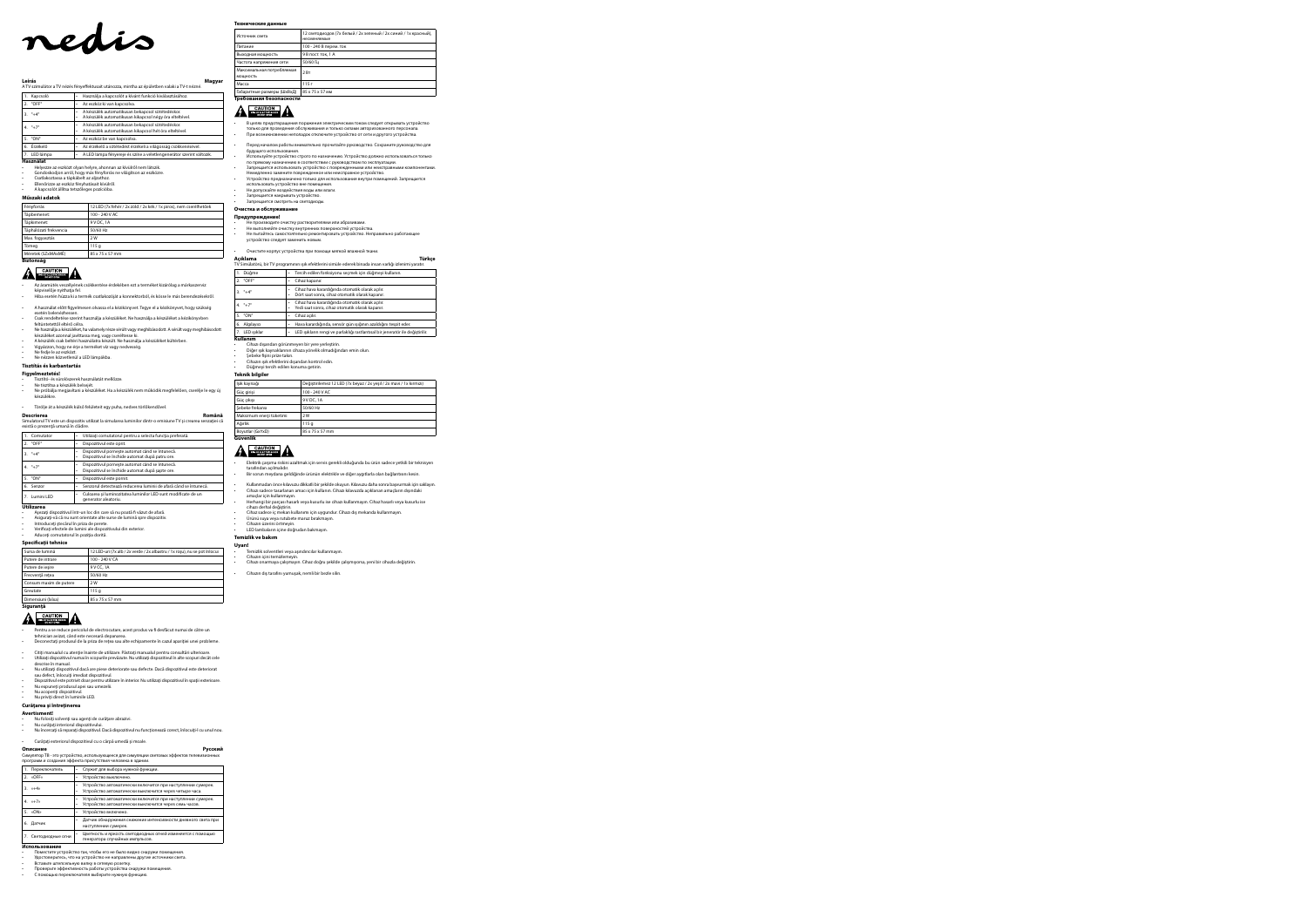nedis

## Leírás

**Magyar**

A TV szimulátor a TV nézés fényeffektusait utánozza, mintha az épületben valaki a TV-t nézné.

| | |
|---|---|
| 1. Kapcsoló | - Használja a kapcsolót a kívánt funkció kiválasztásához. |
| 2. "OFF" | - Az eszköz ki van kapcsolva. |
| 3. "+4" | - A készülék automatikusan bekapcsol sötétedéskor. - A készülék automatikusan kikapcsol négy óra elteltével. |
| 4. "+7" | - A készülék automatikusan bekapcsol sötétedéskor. - A készülék automatikusan kikapcsol hét óra elteltével. |
| 5. "ON" | - Az eszköz be van kapcsolva. |
| 6. Érzékelő | - Az érzékelő a sötétedést érzékeli a világosság csökkenésével. |
| 7. LED lámpa | - A LED lámpa fényereje és színe a véletlengenerátor szerint változik. |

### Használat

- Helyezze az eszközt olyan helyre, ahonnan az kívülről nem látszik.
- Gondoskodjon arról, hogy más fényforrás ne világítson az eszközre.
- Csatlakoztassa a tápkábelt az aljzathoz.
- Ellenőrizze az eszköz fényhatását kívülről.
- A kapcsolót állítsa lehetőleges pozícióba.

### Műszaki adatok

| | |
|---|---|
| Fényforrás | 12 LED (7x fehér / 2x zöld / 2x kék / 1x piros), nem cserélhetőek |
| Tápbemenet | 100 - 240 V AC |
| Tápkimenet | 9 V DC, 1A |
| Tápfeszültség frekvencia | 50/60 Hz |
| Max. fogyasztás | 2 W |
| Tömeg | 115 g |
| Méretek (SzxMxMé) | 85 x 75 x 57 mm |

### Biztonság

CAUTION

- Az áramütés veszélyének csökkentése érdekében ezt a terméket kizárólag a márkaszerviz képviselője nyithatja fel.
- Hiba esetén húzza ki a terméket csatlakozóját a konnektorból, és kösse le más berendezésekről.
- A használat előtt figyelmesen olvassa el a kézikönyvet. Tegye el a kézikönyvet, hogy szükség esetén belenézhessen.
- Csak rendeltetése szerint használja a készüléket. Ne használja a készüléket a kézikönyvben leírt céloktól eltérő célra.
- Ne használja a készüléket, ha valamely része sérült vagy meghibásodott. A sérült vagy meghibásodott készüléket azonnal javíttassa meg, vagy cserélheze ki.
- A készülék csak beltéri használatra készült. Ne használja a készüléket kültérben.
- Vigyázzon, hogy ne érje a terméket víz vagy nedvesség.
- Ne fedje le az eszközt.
- Ne nézzen közvetlenül a LED lámpákba.

### Tisztítás és karbantartás

**Figyelmeztetés!**

- Tisztító- és súrolószerek használatát mellőzze.
- Ne tisztítsa a készülék belsejét.
- Ne próbálja megjavítani a készüléket. Ha a készülék nem működik megfelelően, cserélje le egy új készülékre.
- Törölje át a készülék külső felületeit egy puha, nedves törlőkendővel.

## Descrierea

**Română**

Simulatorul TV este un dispozitiv utilizat la simularea luminilor dintr-o emisiune TV și crearea senzației că există o prezență umană în clădire.

| | |
|---|---|
| 1. Comutator | - Utilizați comutatorul pentru a selecta funcția preferată. |
| 2. "OFF" | - Dispozitivul este oprit. |
| 3. "+4" | - Dispozitivul pornește automat când se întunecă. - Dispozitivul se închide automat după patru ore. |
| 4. "+7" | - Dispozitivul pornește automat când se întunecă. - Dispozitivul se închide automat după șapte ore. |
| 5. "ON" | - Dispozitivul este pornit. |
| 6. Senzor | - Senzorul detectează reducerea luminii de afară când se întunecă. |
| 7. Lumini LED | - Culoarea și luminozitatea luminilor LED sunt modificate de un generator aleatoriu. |

### Utilizarea

- Așezați dispozitivul într-un loc din care să nu poată fi văzut de afară.
- Asigurați-vă că nu sunt orientate alte surse de lumină spre dispozitiv.
- Introduceți ștecărul în priza de perete.
- Verificați efectele de lumini ale dispozitivului din exterior.
- Aduceți comutatorul în poziția dorită.

### Specificații tehnice

| | |
|---|---|
| Sursa de lumină | 12 LED-uri (7x alb / 2x verde / 2x albastru / 1x roșu), nu se pot înlocui |
| Putere de intrare | 100 - 240 V CA |
| Putere de ieșire | 9 V CC, 1A |
| Frecvență rețea | 50/60 Hz |
| Consum maxim de putere | 2 W |
| Greutate | 115 g |
| Dimensiuni (lxîxa) | 85 x 75 x 57 mm |

### Siguranță

CAUTION

- Pentru a se reduce pericolul de electrocutare, acest produs va fi desfăcut numai de către un tehnician avizat, când este necesară depanarea.
- Deconectați produsul de la priza de rețea sau alte echipamente în cazul apariției unei probleme.
- Citiți manualul cu atenție înainte de utilizare. Păstrați manualul pentru consultări ulterioare.
- Utilizați dispozitivul numai în scopurile prevăzute. Nu utilizați dispozitivul în alte scopuri decât cele descrise în manual.
- Nu utilizați dispozitivul dacă are piese deteriorate sau defecte. Dacă dispozitivul este deteriorat sau defect, înlocuiți imediat dispozitivul.
- Dispozitivul este potrivit doar pentru utilizare în interior. Nu utilizați dispozitivul în spații exterioare.
- Nu expuneți produsul apei sau umezelii.
- Nu acoperiți dispozitivul.
- Nu priviți direct în luminile LED.

### Curățarea și întreținerea

**Avertisment!**

- Nu folosiți solvenți sau agenți de curățare abrazivi.
- Nu curățați interiorul dispozitivului.
- Nu încercați să reparați dispozitivul. Dacă dispozitivul nu funcționează corect, înlocuiți-l cu unul nou.
- Curățați exteriorul dispozitivului cu o cârpă umedă și moale.

## Описание

**Русский**

Симулятор ТВ - это устройство, использующееся для симуляции световых эффектов телевизионных программ и создания эффекта присутствия человека в здании.

| | |
|---|---|
| 1. Переключатель | - Служит для выбора нужной функции. |
| 2. «OFF» | - Устройство выключено. |
| 3. «+4» | - Устройство автоматически включается при наступлении сумерек. - Устройство автоматически выключается через четыре часа. |
| 4. «+7» | - Устройство автоматически включается при наступлении сумерек. - Устройство автоматически выключается через семь часов. |
| 5. «ON» | - Устройство включено. |
| 6. Датчик | - Датчик обнаруживает снижение интенсивности дневного света при наступлении сумерек. |
| 7. Светодиодные огни | - Цветность и яркость светодиодных огней изменяются с помощью генератора случайных импульсов. |

### Использование

- Поместите устройство так, чтобы его не было видно снаружи помещения.
- Удостоверьтесь, что на устройство не направлены другие источники света.
- Вставьте штепсельную вилку в сетевую розетку.
- Проверьте эффективность работы устройства снаружи помещения.
- С помощью переключателя выберите нужную функцию.

### Технические данные

| | |
|---|---|
| Источник света | 12 светодиодов (7x белый / 2x зеленый / 2x синий / 1x красный), несменяемые |
| Питание | 100 - 240 В перем. ток |
| Выходная мощность | 9 В пост. ток, 1 А |
| Частота напряжения сети | 50/60 Гц |
| Максимальная потребляемая мощность | 2 Вт |
| Масса | 115 г |
| Габаритные размеры (ШxВxД) | 85 x 75 x 57 мм |

### Требования безопасности

CAUTION

- В целях предотвращения поражения электрическим током следует открывать устройство только для проведения обслуживания и только силами авторизованного персонала.
- При возникновении неполадок отключите устройство от сети и другого устройства.
- Перед началом работы внимательно прочитайте руководство. Сохраните руководство для будущего использования.
- Используйте устройство строго по назначению. Устройство должно использоваться только по прямому назначению в соответствии с руководством по эксплуатации.
- Запрещается использовать устройство с поврежденными или неисправными компонентами. Немедленно замените поврежденное или неисправное устройство.
- Устройство предназначено только для использования внутри помещений. Запрещается использовать устройство вне помещений.
- Не допускайте воздействия воды или влаги.
- Запрещается накрывать устройство.
- Запрещается смотреть на светодиоды.

### Очистка и обслуживание

**Предупреждение!**

- Не производите очистку растворителями или абразивами.
- Не выполняйте очистку внутренних поверхностей устройства.
- Не пытайтесь самостоятельно ремонтировать устройство. Неправильно работающее устройство следует заменить новым.
- Очистите корпус устройства при помощи мягкой влажной ткани.

## Açıklama

**Türkçe**

TV Simülatörü, bir TV programının ışık efektlerini simüle ederek binada insan varlığı izlenimi yaratır.

| | |
|---|---|
| 1. Düğme | - Tercih edilen fonksiyonu seçmek için düğmeyi kullanın. |
| 2. "OFF" | - Cihaz kapanır. |
| 3. "+4" | - Cihaz hava karardığında otomatik olarak açılır. - Dört saat sonra, cihaz otomatik olarak kapanır. |
| 4. "+7" | - Cihaz hava karardığında otomatik olarak açılır. - Yedi saat sonra, cihaz otomatik olarak kapanır. |
| 5. "ON" | - Cihaz açılır. |
| 6. Algılayıcı | - Hava karardığında, sensör gün ışığının azaldığını tespit eder. |
| 7. LED ışıklar | - LED ışıkların rengi ve parlaklığı rastlantısal bir jeneratör ile değiştirilir. |

### Kullanım

- Cihazı dışarıdan görünmeyen bir yere yerleştirin.
- Diğer ışık kaynaklarının cihaza yönelik olmadığından emin olun.
- Şebeke fişini prize takın.
- Cihazın ışık efektlerini dışarıdan kontrol edin.
- Düğmeyi tercih edilen konuma getirin.

### Teknik bilgiler

| | |
|---|---|
| Işık kaynağı | Değiştirilemez 12 LED (7x beyaz / 2x yeşil / 2x mavi / 1x kırmızı) |
| Güç girişi | 100 - 240 V AC |
| Güç çıkışı | 9 V DC, 1A |
| Şebeke frekansı | 50/60 Hz |
| Maksimum enerji tüketimi | 2 W |
| Ağırlık | 115 g |
| Boyutlar (GxYxD) | 85 x 75 x 57 mm |

### Güvenlik

CAUTION

- Elektrik çarpma riskini azaltmak için servis gerekli olduğunda bu ürün sadece yetkili bir teknisyen tarafından açılmalıdır.
- Bir sorun meydana geldiğinde ürünün elektrikle ve diğer aygıtlarla olan bağlantısını kesin.
- Kullanmadan önce kılavuzu dikkatli bir şekilde okuyun. Kılavuzu daha sonra başvurmak için saklayın.
- Cihazı sadece tasarlanan amacı için kullanın. Cihazı kılavuzda açıklanan amaçların dışındaki amaçlar için kullanmayın.
- Herhangi bir parçası hasarlı veya kusurlu ise cihazı kullanmayın. Cihaz hasarlı veya kusurlu ise cihazı derhal değiştirin.
- Cihaz sadece iç mekan kullanımı için uygundur. Cihazı dış mekanda kullanmayın.
- Ürünü suya veya rutubete maruz bırakmayın.
- Cihazın üzerini örtmeyin.
- LED lambaların içine doğrudan bakmayın.

### Temizlik ve bakım

**Uyarı!**

- Temizlik solventleri veya aşındırıcılar kullanmayın.
- Cihazın içini temizlemeyin.
- Cihazı onarmaya çalışmayın. Cihaz doğru şekilde çalışmıyorsa, yeni bir cihazla değiştirin.
- Cihazın dış tarafını yumuşak, nemli bir bezle silin.